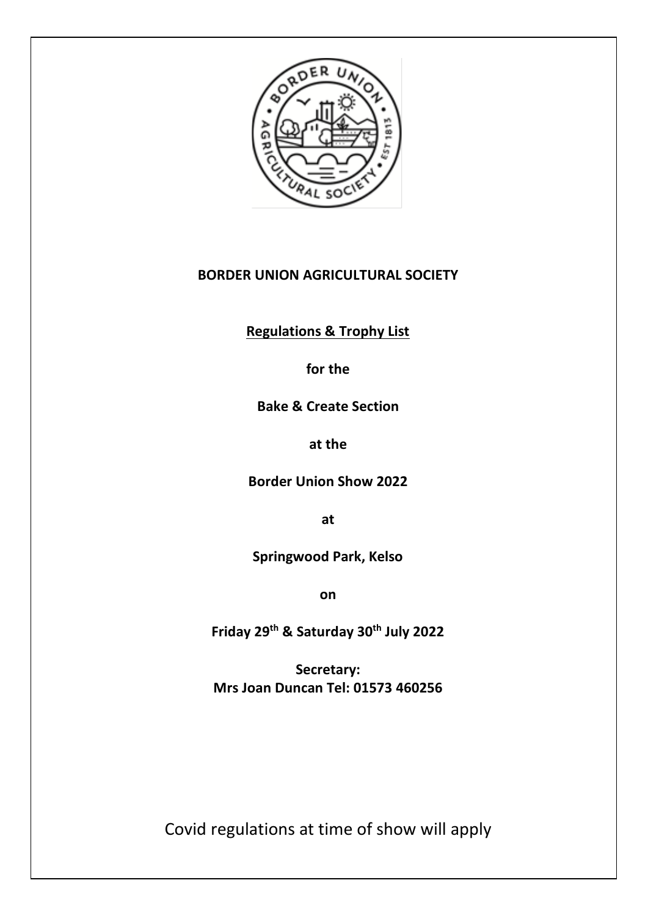**BORDER UNION AGRICULTURAL SOCIETY**

**Regulations & Trophy List**

**for the**

**Bake & Create Section**

**at the**

**Border Union Show 2022**

**at**

**Springwood Park, Kelso**

**on**

**Friday 29th & Saturday 30th July 2022**

**Secretary:**
**Mrs Joan Duncan Tel: 01573 460256**

Covid regulations at time of show will apply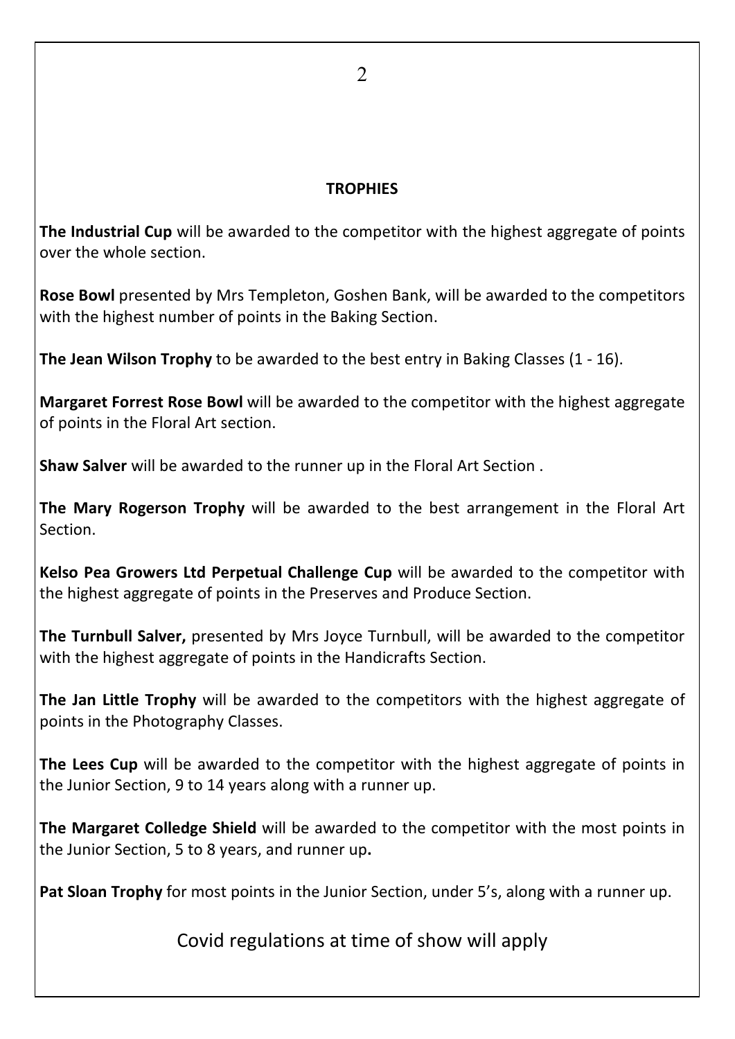## TROPHIES

**The Industrial Cup** will be awarded to the competitor with the highest aggregate of points over the whole section.

**Rose Bowl** presented by Mrs Templeton, Goshen Bank, will be awarded to the competitors with the highest number of points in the Baking Section.

**The Jean Wilson Trophy** to be awarded to the best entry in Baking Classes (1 - 16).

**Margaret Forrest Rose Bowl** will be awarded to the competitor with the highest aggregate of points in the Floral Art section.

**Shaw Salver** will be awarded to the runner up in the Floral Art Section .

**The Mary Rogerson Trophy** will be awarded to the best arrangement in the Floral Art Section.

**Kelso Pea Growers Ltd Perpetual Challenge Cup** will be awarded to the competitor with the highest aggregate of points in the Preserves and Produce Section.

**The Turnbull Salver,** presented by Mrs Joyce Turnbull, will be awarded to the competitor with the highest aggregate of points in the Handicrafts Section.

**The Jan Little Trophy** will be awarded to the competitors with the highest aggregate of points in the Photography Classes.

**The Lees Cup** will be awarded to the competitor with the highest aggregate of points in the Junior Section, 9 to 14 years along with a runner up.

**The Margaret Colledge Shield** will be awarded to the competitor with the most points in the Junior Section, 5 to 8 years, and runner up**.**

**Pat Sloan Trophy** for most points in the Junior Section, under 5's, along with a runner up.

Covid regulations at time of show will apply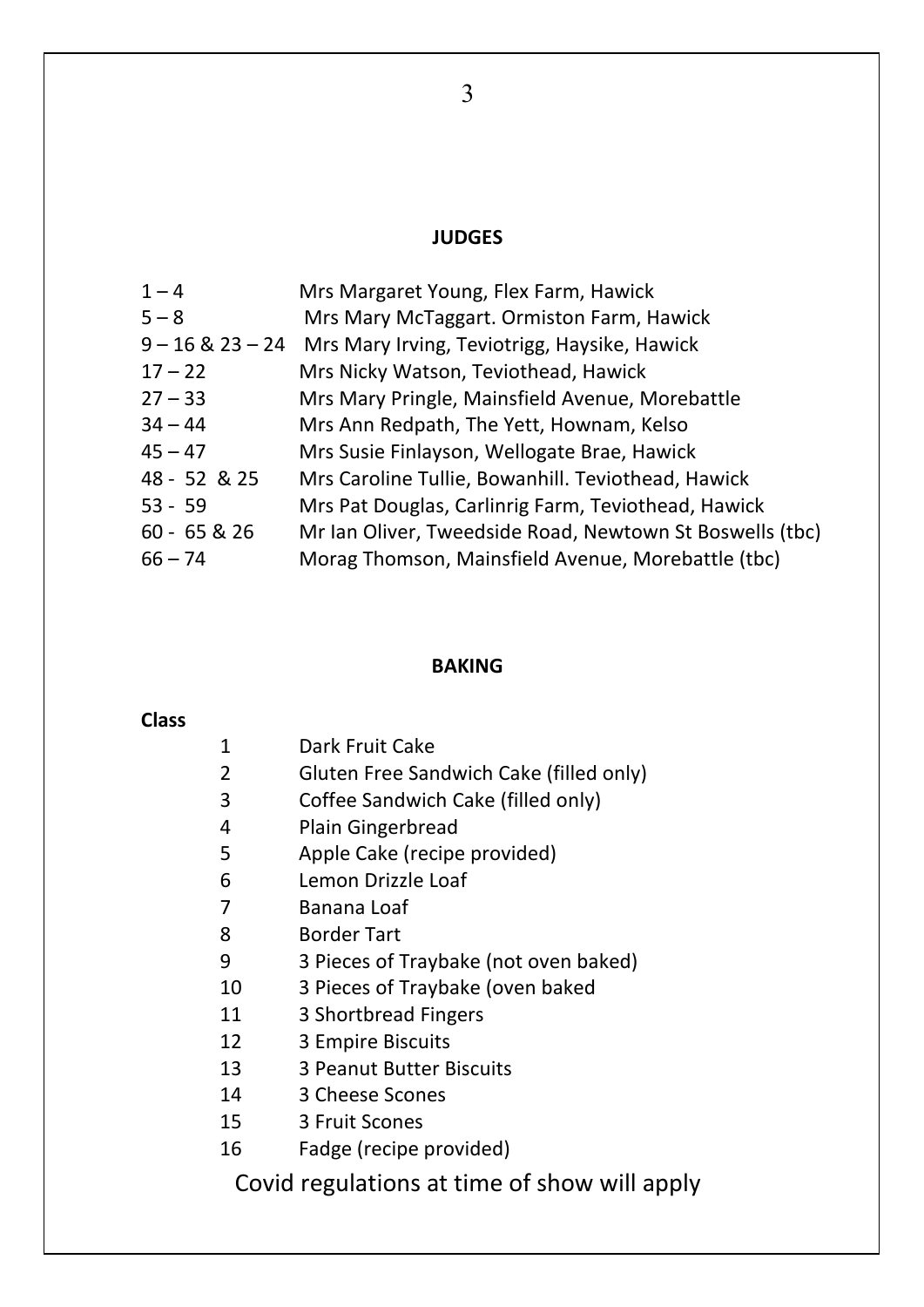## JUDGES

| | |
|---|---|
| 1 – 4 | Mrs Margaret Young, Flex Farm, Hawick |
| 5 – 8 | Mrs Mary McTaggart. Ormiston Farm, Hawick |
| 9 – 16 & 23 – 24 | Mrs Mary Irving, Teviotrigg, Haysike, Hawick |
| 17 – 22 | Mrs Nicky Watson, Teviothead, Hawick |
| 27 – 33 | Mrs Mary Pringle, Mainsfield Avenue, Morebattle |
| 34 – 44 | Mrs Ann Redpath, The Yett, Hownam, Kelso |
| 45 – 47 | Mrs Susie Finlayson, Wellogate Brae, Hawick |
| 48 - 52 & 25 | Mrs Caroline Tullie, Bowanhill. Teviothead, Hawick |
| 53 - 59 | Mrs Pat Douglas, Carlinrig Farm, Teviothead, Hawick |
| 60 - 65 & 26 | Mr Ian Oliver, Tweedside Road, Newtown St Boswells (tbc) |
| 66 – 74 | Morag Thomson, Mainsfield Avenue, Morebattle (tbc) |

## BAKING

**Class**

| | |
|---|---|
| 1 | Dark Fruit Cake |
| 2 | Gluten Free Sandwich Cake (filled only) |
| 3 | Coffee Sandwich Cake (filled only) |
| 4 | Plain Gingerbread |
| 5 | Apple Cake (recipe provided) |
| 6 | Lemon Drizzle Loaf |
| 7 | Banana Loaf |
| 8 | Border Tart |
| 9 | 3 Pieces of Traybake (not oven baked) |
| 10 | 3 Pieces of Traybake (oven baked |
| 11 | 3 Shortbread Fingers |
| 12 | 3 Empire Biscuits |
| 13 | 3 Peanut Butter Biscuits |
| 14 | 3 Cheese Scones |
| 15 | 3 Fruit Scones |
| 16 | Fadge (recipe provided) |

Covid regulations at time of show will apply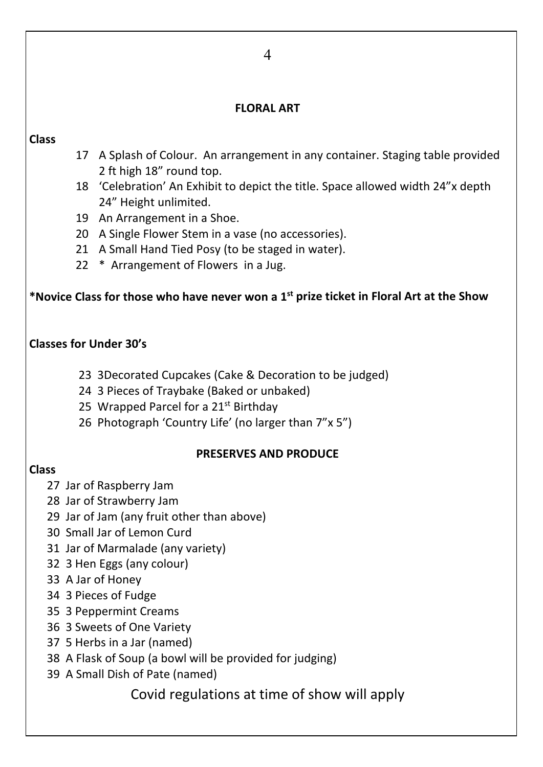## FLORAL ART

**Class**

17 A Splash of Colour. An arrangement in any container. Staging table provided 2 ft high 18” round top.

18 ‘Celebration’ An Exhibit to depict the title. Space allowed width 24”x depth 24” Height unlimited.

19 An Arrangement in a Shoe.

20 A Single Flower Stem in a vase (no accessories).

21 A Small Hand Tied Posy (to be staged in water).

22 * Arrangement of Flowers in a Jug.

**\*Novice Class for those who have never won a 1st prize ticket in Floral Art at the Show**

**Classes for Under 30’s**

23 3Decorated Cupcakes (Cake & Decoration to be judged)

24 3 Pieces of Traybake (Baked or unbaked)

25 Wrapped Parcel for a 21st Birthday

26 Photograph ‘Country Life’ (no larger than 7”x 5”)

## PRESERVES AND PRODUCE

**Class**

27 Jar of Raspberry Jam

28 Jar of Strawberry Jam

29 Jar of Jam (any fruit other than above)

30 Small Jar of Lemon Curd

31 Jar of Marmalade (any variety)

32 3 Hen Eggs (any colour)

33 A Jar of Honey

34 3 Pieces of Fudge

35 3 Peppermint Creams

36 3 Sweets of One Variety

37 5 Herbs in a Jar (named)

38 A Flask of Soup (a bowl will be provided for judging)

39 A Small Dish of Pate (named)

Covid regulations at time of show will apply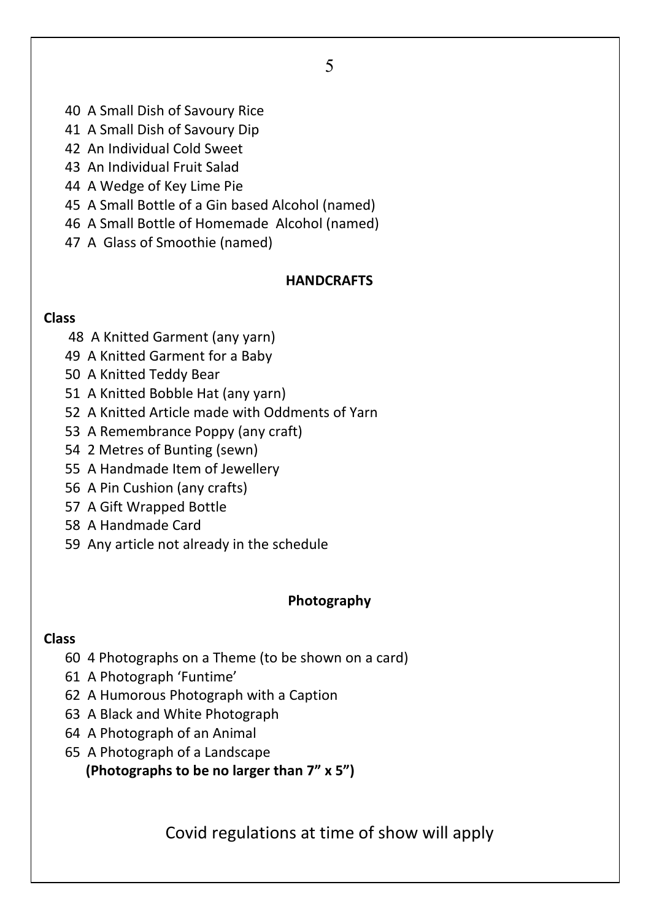40 A Small Dish of Savoury Rice
41 A Small Dish of Savoury Dip
42 An Individual Cold Sweet
43 An Individual Fruit Salad
44 A Wedge of Key Lime Pie
45 A Small Bottle of a Gin based Alcohol (named)
46 A Small Bottle of Homemade Alcohol (named)
47 A Glass of Smoothie (named)

## HANDCRAFTS

**Class**

48 A Knitted Garment (any yarn)
49 A Knitted Garment for a Baby
50 A Knitted Teddy Bear
51 A Knitted Bobble Hat (any yarn)
52 A Knitted Article made with Oddments of Yarn
53 A Remembrance Poppy (any craft)
54 2 Metres of Bunting (sewn)
55 A Handmade Item of Jewellery
56 A Pin Cushion (any crafts)
57 A Gift Wrapped Bottle
58 A Handmade Card
59 Any article not already in the schedule

## Photography

**Class**

60 4 Photographs on a Theme (to be shown on a card)
61 A Photograph 'Funtime'
62 A Humorous Photograph with a Caption
63 A Black and White Photograph
64 A Photograph of an Animal
65 A Photograph of a Landscape
**(Photographs to be no larger than 7" x 5")**

Covid regulations at time of show will apply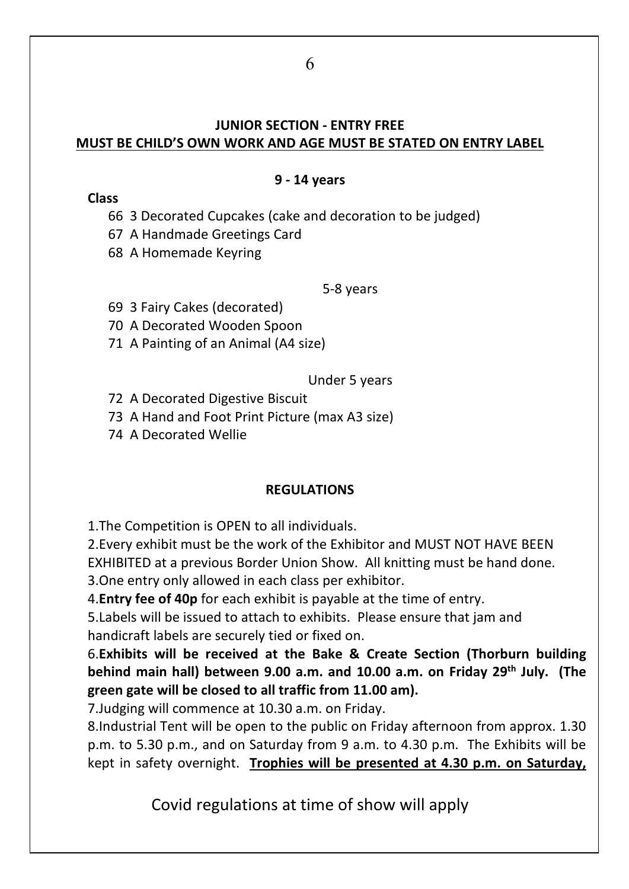## JUNIOR SECTION - ENTRY FREE

**MUST BE CHILD'S OWN WORK AND AGE MUST BE STATED ON ENTRY LABEL**

**9 - 14 years**

**Class**

66 3 Decorated Cupcakes (cake and decoration to be judged)

67 A Handmade Greetings Card

68 A Homemade Keyring

5-8 years

69 3 Fairy Cakes (decorated)

70 A Decorated Wooden Spoon

71 A Painting of an Animal (A4 size)

Under 5 years

72 A Decorated Digestive Biscuit

73 A Hand and Foot Print Picture (max A3 size)

74 A Decorated Wellie

## REGULATIONS

1.The Competition is OPEN to all individuals.

2.Every exhibit must be the work of the Exhibitor and MUST NOT HAVE BEEN EXHIBITED at a previous Border Union Show. All knitting must be hand done.

3.One entry only allowed in each class per exhibitor.

4.**Entry fee of 40p** for each exhibit is payable at the time of entry.

5.Labels will be issued to attach to exhibits. Please ensure that jam and handicraft labels are securely tied or fixed on.

6.**Exhibits will be received at the Bake & Create Section (Thorburn building behind main hall) between 9.00 a.m. and 10.00 a.m. on Friday 29th July. (The green gate will be closed to all traffic from 11.00 am).**

7.Judging will commence at 10.30 a.m. on Friday.

8.Industrial Tent will be open to the public on Friday afternoon from approx. 1.30 p.m. to 5.30 p.m., and on Saturday from 9 a.m. to 4.30 p.m. The Exhibits will be kept in safety overnight. **Trophies will be presented at 4.30 p.m. on Saturday,**

Covid regulations at time of show will apply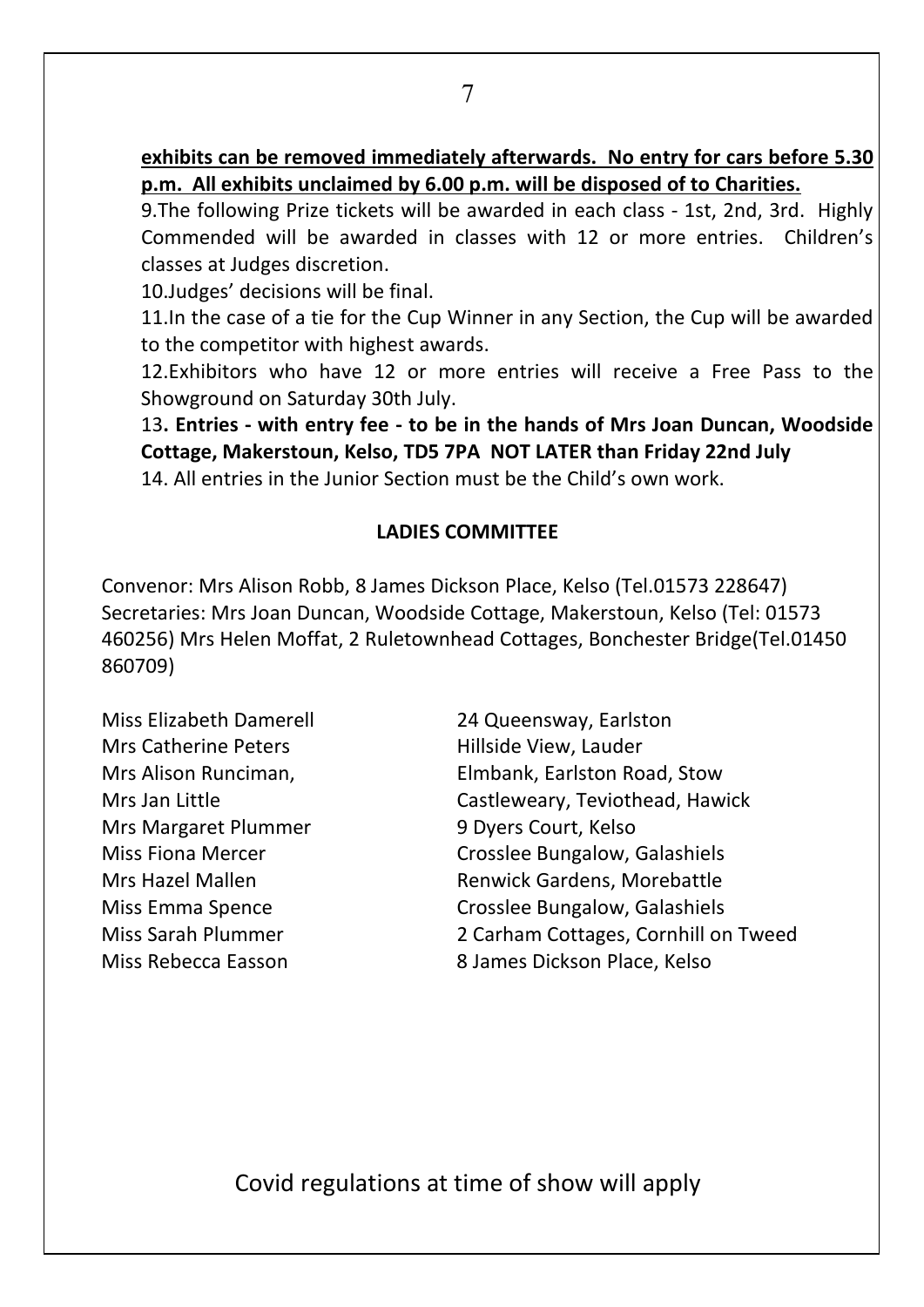**<u>exhibits can be removed immediately afterwards. No entry for cars before 5.30 p.m. All exhibits unclaimed by 6.00 p.m. will be disposed of to Charities.</u>**

9.The following Prize tickets will be awarded in each class - 1st, 2nd, 3rd. Highly Commended will be awarded in classes with 12 or more entries. Children's classes at Judges discretion.

10.Judges' decisions will be final.

11.In the case of a tie for the Cup Winner in any Section, the Cup will be awarded to the competitor with highest awards.

12.Exhibitors who have 12 or more entries will receive a Free Pass to the Showground on Saturday 30th July.

13**. Entries - with entry fee - to be in the hands of Mrs Joan Duncan, Woodside Cottage, Makerstoun, Kelso, TD5 7PA NOT LATER than Friday 22nd July**

14. All entries in the Junior Section must be the Child's own work.

**LADIES COMMITTEE**

Convenor: Mrs Alison Robb, 8 James Dickson Place, Kelso (Tel.01573 228647)
Secretaries: Mrs Joan Duncan, Woodside Cottage, Makerstoun, Kelso (Tel: 01573 460256) Mrs Helen Moffat, 2 Ruletownhead Cottages, Bonchester Bridge(Tel.01450 860709)

| | |
|---|---|
| Miss Elizabeth Damerell | 24 Queensway, Earlston |
| Mrs Catherine Peters | Hillside View, Lauder |
| Mrs Alison Runciman, | Elmbank, Earlston Road, Stow |
| Mrs Jan Little | Castleweary, Teviothead, Hawick |
| Mrs Margaret Plummer | 9 Dyers Court, Kelso |
| Miss Fiona Mercer | Crosslee Bungalow, Galashiels |
| Mrs Hazel Mallen | Renwick Gardens, Morebattle |
| Miss Emma Spence | Crosslee Bungalow, Galashiels |
| Miss Sarah Plummer | 2 Carham Cottages, Cornhill on Tweed |
| Miss Rebecca Easson | 8 James Dickson Place, Kelso |

Covid regulations at time of show will apply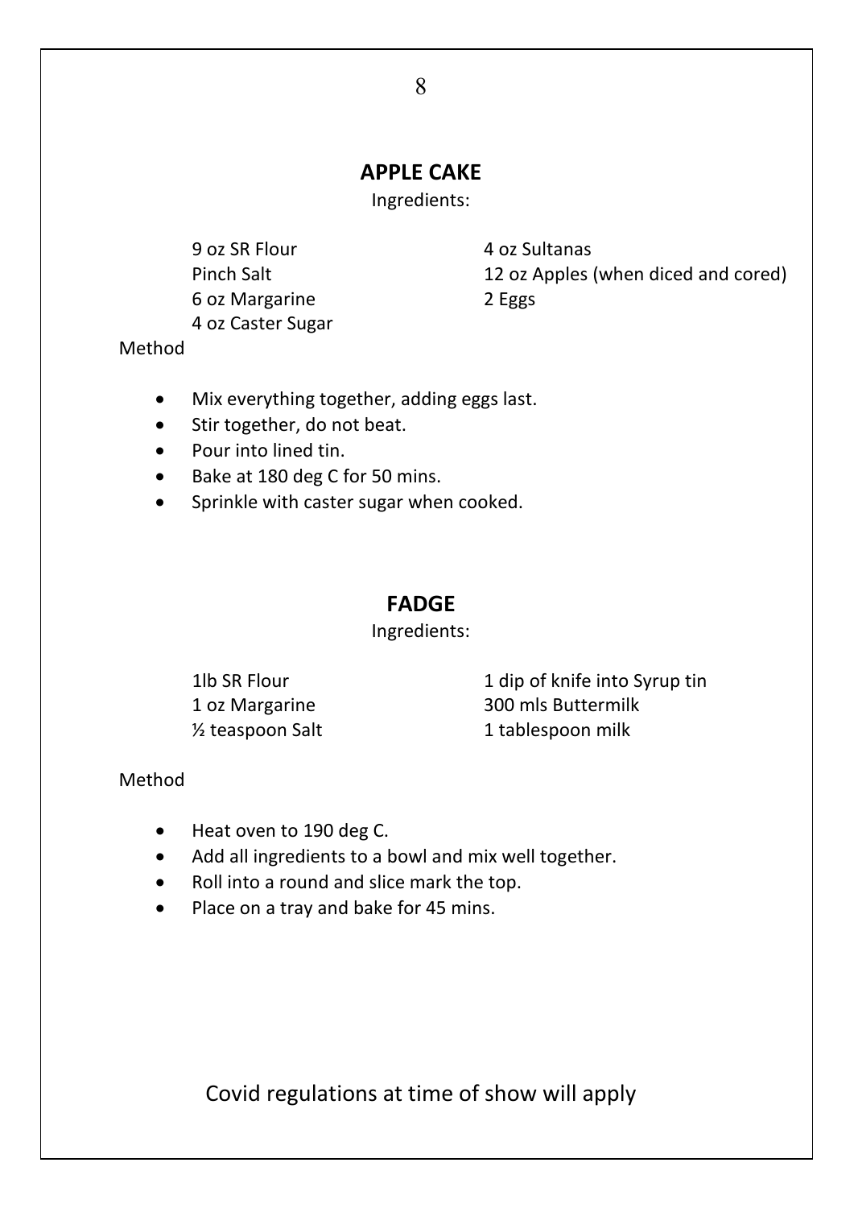## APPLE CAKE

Ingredients:

- 9 oz SR Flour
- Pinch Salt
- 6 oz Margarine
- 4 oz Caster Sugar
- 4 oz Sultanas
- 12 oz Apples (when diced and cored)
- 2 Eggs

Method

- Mix everything together, adding eggs last.
- Stir together, do not beat.
- Pour into lined tin.
- Bake at 180 deg C for 50 mins.
- Sprinkle with caster sugar when cooked.

## FADGE

Ingredients:

- 1lb SR Flour
- 1 oz Margarine
- ½ teaspoon Salt
- 1 dip of knife into Syrup tin
- 300 mls Buttermilk
- 1 tablespoon milk

Method

- Heat oven to 190 deg C.
- Add all ingredients to a bowl and mix well together.
- Roll into a round and slice mark the top.
- Place on a tray and bake for 45 mins.

Covid regulations at time of show will apply